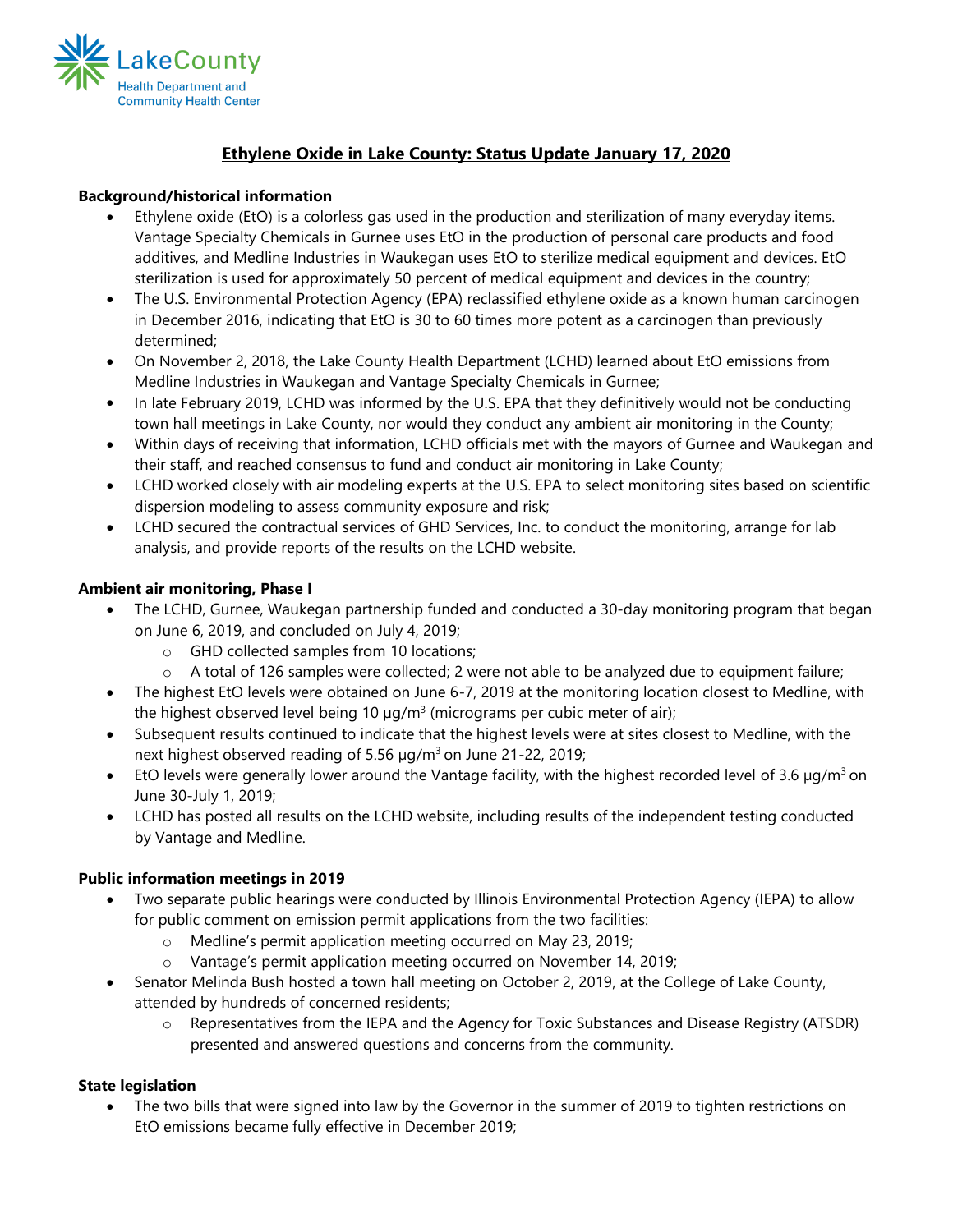LakeCounty
Health Department and
Community Health Center

# Ethylene Oxide in Lake County: Status Update January 17, 2020

**Background/historical information**

- Ethylene oxide (EtO) is a colorless gas used in the production and sterilization of many everyday items. Vantage Specialty Chemicals in Gurnee uses EtO in the production of personal care products and food additives, and Medline Industries in Waukegan uses EtO to sterilize medical equipment and devices. EtO sterilization is used for approximately 50 percent of medical equipment and devices in the country;
- The U.S. Environmental Protection Agency (EPA) reclassified ethylene oxide as a known human carcinogen in December 2016, indicating that EtO is 30 to 60 times more potent as a carcinogen than previously determined;
- On November 2, 2018, the Lake County Health Department (LCHD) learned about EtO emissions from Medline Industries in Waukegan and Vantage Specialty Chemicals in Gurnee;
- In late February 2019, LCHD was informed by the U.S. EPA that they definitively would not be conducting town hall meetings in Lake County, nor would they conduct any ambient air monitoring in the County;
- Within days of receiving that information, LCHD officials met with the mayors of Gurnee and Waukegan and their staff, and reached consensus to fund and conduct air monitoring in Lake County;
- LCHD worked closely with air modeling experts at the U.S. EPA to select monitoring sites based on scientific dispersion modeling to assess community exposure and risk;
- LCHD secured the contractual services of GHD Services, Inc. to conduct the monitoring, arrange for lab analysis, and provide reports of the results on the LCHD website.

**Ambient air monitoring, Phase I**

- The LCHD, Gurnee, Waukegan partnership funded and conducted a 30-day monitoring program that began on June 6, 2019, and concluded on July 4, 2019;
  - GHD collected samples from 10 locations;
  - A total of 126 samples were collected; 2 were not able to be analyzed due to equipment failure;
- The highest EtO levels were obtained on June 6-7, 2019 at the monitoring location closest to Medline, with the highest observed level being 10 $\mu g/m^3$ (micrograms per cubic meter of air);
- Subsequent results continued to indicate that the highest levels were at sites closest to Medline, with the next highest observed reading of 5.56 $\mu g/m^3$ on June 21-22, 2019;
- EtO levels were generally lower around the Vantage facility, with the highest recorded level of 3.6 $\mu g/m^3$ on June 30-July 1, 2019;
- LCHD has posted all results on the LCHD website, including results of the independent testing conducted by Vantage and Medline.

**Public information meetings in 2019**

- Two separate public hearings were conducted by Illinois Environmental Protection Agency (IEPA) to allow for public comment on emission permit applications from the two facilities:
  - Medline's permit application meeting occurred on May 23, 2019;
  - Vantage's permit application meeting occurred on November 14, 2019;
- Senator Melinda Bush hosted a town hall meeting on October 2, 2019, at the College of Lake County, attended by hundreds of concerned residents;
  - Representatives from the IEPA and the Agency for Toxic Substances and Disease Registry (ATSDR) presented and answered questions and concerns from the community.

**State legislation**

- The two bills that were signed into law by the Governor in the summer of 2019 to tighten restrictions on EtO emissions became fully effective in December 2019;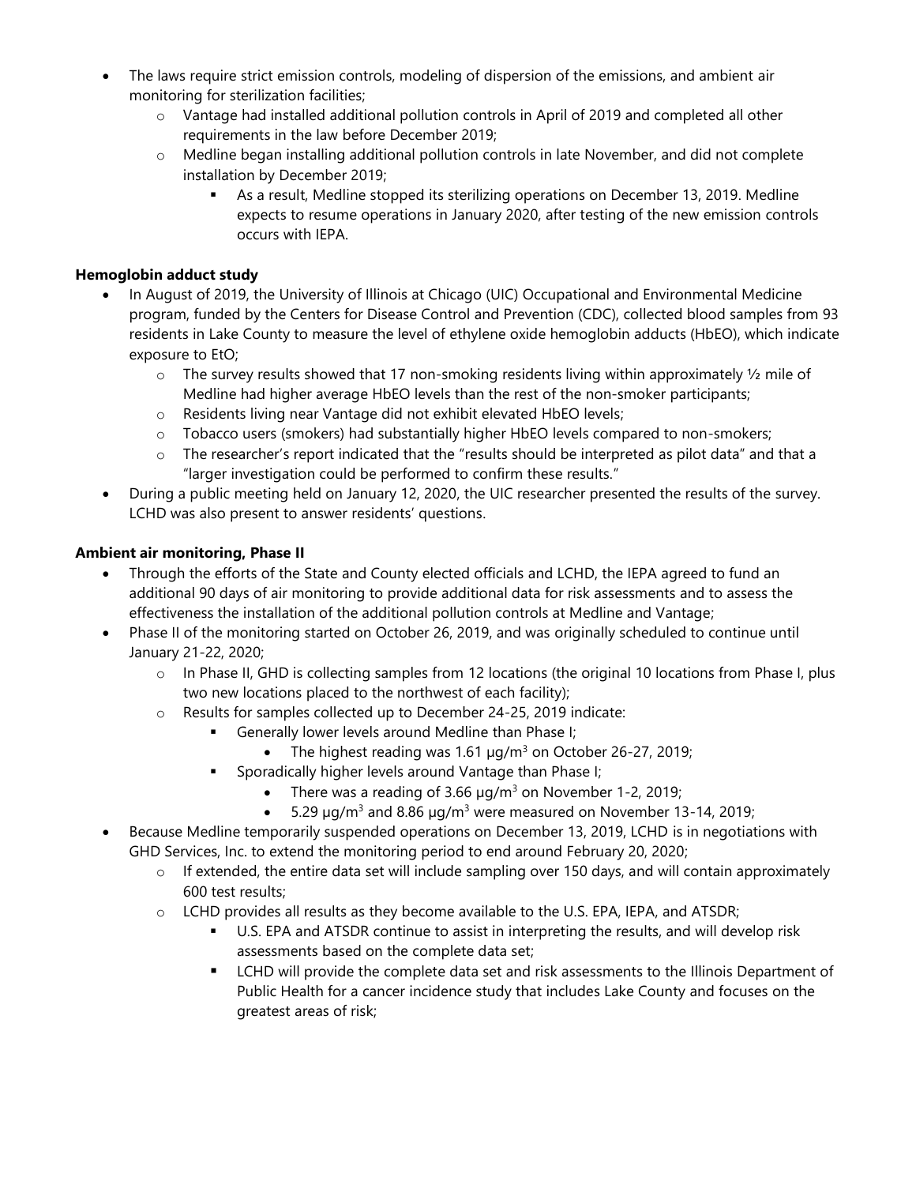- The laws require strict emission controls, modeling of dispersion of the emissions, and ambient air monitoring for sterilization facilities;
  - Vantage had installed additional pollution controls in April of 2019 and completed all other requirements in the law before December 2019;
  - Medline began installing additional pollution controls in late November, and did not complete installation by December 2019;
    - As a result, Medline stopped its sterilizing operations on December 13, 2019. Medline expects to resume operations in January 2020, after testing of the new emission controls occurs with IEPA.

**Hemoglobin adduct study**

- In August of 2019, the University of Illinois at Chicago (UIC) Occupational and Environmental Medicine program, funded by the Centers for Disease Control and Prevention (CDC), collected blood samples from 93 residents in Lake County to measure the level of ethylene oxide hemoglobin adducts (HbEO), which indicate exposure to EtO;
  - The survey results showed that 17 non-smoking residents living within approximately ½ mile of Medline had higher average HbEO levels than the rest of the non-smoker participants;
  - Residents living near Vantage did not exhibit elevated HbEO levels;
  - Tobacco users (smokers) had substantially higher HbEO levels compared to non-smokers;
  - The researcher's report indicated that the "results should be interpreted as pilot data" and that a "larger investigation could be performed to confirm these results."
- During a public meeting held on January 12, 2020, the UIC researcher presented the results of the survey. LCHD was also present to answer residents' questions.

**Ambient air monitoring, Phase II**

- Through the efforts of the State and County elected officials and LCHD, the IEPA agreed to fund an additional 90 days of air monitoring to provide additional data for risk assessments and to assess the effectiveness the installation of the additional pollution controls at Medline and Vantage;
- Phase II of the monitoring started on October 26, 2019, and was originally scheduled to continue until January 21-22, 2020;
  - In Phase II, GHD is collecting samples from 12 locations (the original 10 locations from Phase I, plus two new locations placed to the northwest of each facility);
  - Results for samples collected up to December 24-25, 2019 indicate:
    - Generally lower levels around Medline than Phase I;
      - The highest reading was 1.61 $\mu g/m^3$ on October 26-27, 2019;
    - Sporadically higher levels around Vantage than Phase I;
      - There was a reading of 3.66 $\mu g/m^3$ on November 1-2, 2019;
      - 5.29 $\mu g/m^3$ and 8.86 $\mu g/m^3$ were measured on November 13-14, 2019;
- Because Medline temporarily suspended operations on December 13, 2019, LCHD is in negotiations with GHD Services, Inc. to extend the monitoring period to end around February 20, 2020;
  - If extended, the entire data set will include sampling over 150 days, and will contain approximately 600 test results;
  - LCHD provides all results as they become available to the U.S. EPA, IEPA, and ATSDR;
    - U.S. EPA and ATSDR continue to assist in interpreting the results, and will develop risk assessments based on the complete data set;
    - LCHD will provide the complete data set and risk assessments to the Illinois Department of Public Health for a cancer incidence study that includes Lake County and focuses on the greatest areas of risk;